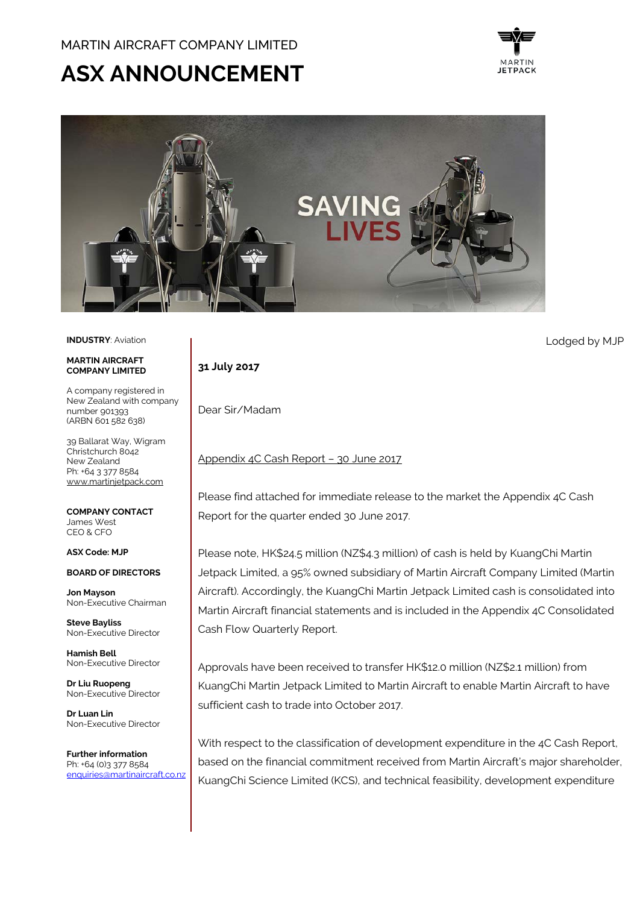MARTIN AIRCRAFT COMPANY LIMITED

# ASX ANNOUNCEMENT

**INDUSTRY**: Aviation

**MARTIN AIRCRAFT COMPANY LIMITED**

A company registered in New Zealand with company number 901393 (ARBN 601 582 638)

39 Ballarat Way, Wigram
Christchurch 8042
New Zealand
Ph: +64 3 377 8584
www.martinjetpack.com

**COMPANY CONTACT**
James West
CEO & CFO

**ASX Code: MJP**

**BOARD OF DIRECTORS**

**Jon Mayson**
Non-Executive Chairman

**Steve Bayliss**
Non-Executive Director

**Hamish Bell**
Non-Executive Director

**Dr Liu Ruopeng**
Non-Executive Director

**Dr Luan Lin**
Non-Executive Director

**Further information**
Ph: +64 (0)3 377 8584
enquiries@martinaircraft.co.nz

Lodged by MJP

**31 July 2017**

Dear Sir/Madam

Appendix 4C Cash Report – 30 June 2017

Please find attached for immediate release to the market the Appendix 4C Cash Report for the quarter ended 30 June 2017.

Please note, HK$24.5 million (NZ$4.3 million) of cash is held by KuangChi Martin Jetpack Limited, a 95% owned subsidiary of Martin Aircraft Company Limited (Martin Aircraft). Accordingly, the KuangChi Martin Jetpack Limited cash is consolidated into Martin Aircraft financial statements and is included in the Appendix 4C Consolidated Cash Flow Quarterly Report.

Approvals have been received to transfer HK$12.0 million (NZ$2.1 million) from KuangChi Martin Jetpack Limited to Martin Aircraft to enable Martin Aircraft to have sufficient cash to trade into October 2017.

With respect to the classification of development expenditure in the 4C Cash Report, based on the financial commitment received from Martin Aircraft's major shareholder, KuangChi Science Limited (KCS), and technical feasibility, development expenditure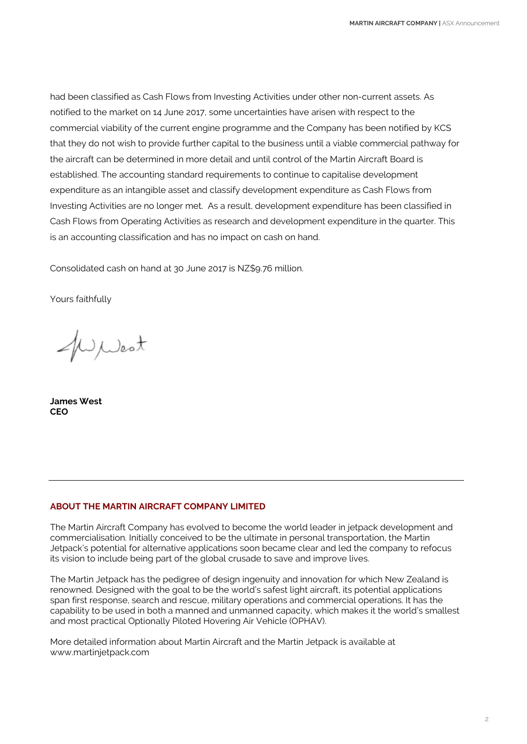had been classified as Cash Flows from Investing Activities under other non-current assets. As notified to the market on 14 June 2017, some uncertainties have arisen with respect to the commercial viability of the current engine programme and the Company has been notified by KCS that they do not wish to provide further capital to the business until a viable commercial pathway for the aircraft can be determined in more detail and until control of the Martin Aircraft Board is established. The accounting standard requirements to continue to capitalise development expenditure as an intangible asset and classify development expenditure as Cash Flows from Investing Activities are no longer met. As a result, development expenditure has been classified in Cash Flows from Operating Activities as research and development expenditure in the quarter. This is an accounting classification and has no impact on cash on hand.

Consolidated cash on hand at 30 June 2017 is NZ$9.76 million.

Yours faithfully

**James West**
**CEO**

---

## ABOUT THE MARTIN AIRCRAFT COMPANY LIMITED

The Martin Aircraft Company has evolved to become the world leader in jetpack development and commercialisation. Initially conceived to be the ultimate in personal transportation, the Martin Jetpack's potential for alternative applications soon became clear and led the company to refocus its vision to include being part of the global crusade to save and improve lives.

The Martin Jetpack has the pedigree of design ingenuity and innovation for which New Zealand is renowned. Designed with the goal to be the world's safest light aircraft, its potential applications span first response, search and rescue, military operations and commercial operations. It has the capability to be used in both a manned and unmanned capacity, which makes it the world's smallest and most practical Optionally Piloted Hovering Air Vehicle (OPHAV).

More detailed information about Martin Aircraft and the Martin Jetpack is available at www.martinjetpack.com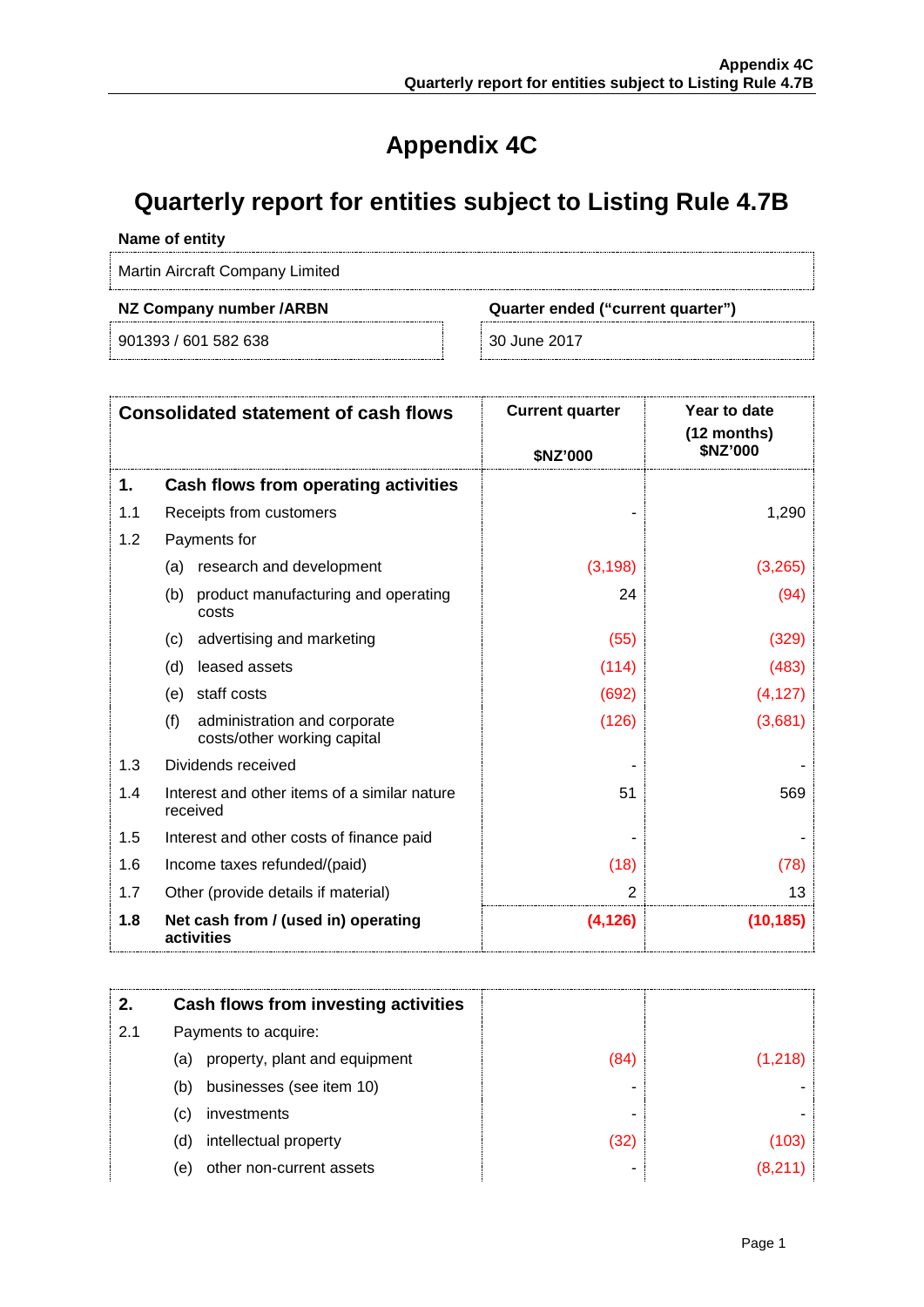# Appendix 4C

# Quarterly report for entities subject to Listing Rule 4.7B

**Name of entity**

Martin Aircraft Company Limited

| NZ Company number /ARBN | Quarter ended ("current quarter") |
|---|---|
| 901393 / 601 582 638 | 30 June 2017 |

| Consolidated statement of cash flows | | Current quarter $NZ'000 | Year to date (12 months) $NZ'000 |
|---|---|---|---|
| **1.** | **Cash flows from operating activities** | | |
| 1.1 | Receipts from customers | - | 1,290 |
| 1.2 | Payments for | | |
| | (a) research and development | (3,198) | (3,265) |
| | (b) product manufacturing and operating costs | 24 | (94) |
| | (c) advertising and marketing | (55) | (329) |
| | (d) leased assets | (114) | (483) |
| | (e) staff costs | (692) | (4,127) |
| | (f) administration and corporate costs/other working capital | (126) | (3,681) |
| 1.3 | Dividends received | - | - |
| 1.4 | Interest and other items of a similar nature received | 51 | 569 |
| 1.5 | Interest and other costs of finance paid | - | - |
| 1.6 | Income taxes refunded/(paid) | (18) | (78) |
| 1.7 | Other (provide details if material) | 2 | 13 |
| **1.8** | **Net cash from / (used in) operating activities** | **(4,126)** | **(10,185)** |

| | | | |
|---|---|---|---|
| **2.** | **Cash flows from investing activities** | | |
| 2.1 | Payments to acquire: | | |
| | (a) property, plant and equipment | (84) | (1,218) |
| | (b) businesses (see item 10) | - | - |
| | (c) investments | - | - |
| | (d) intellectual property | (32) | (103) |
| | (e) other non-current assets | - | (8,211) |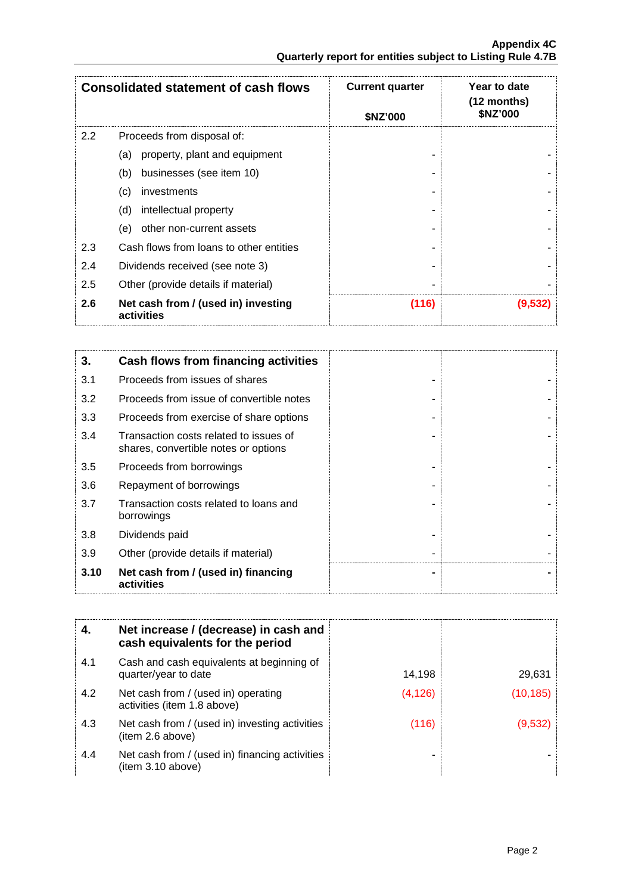| Consolidated statement of cash flows | | Current quarter<br><br>$NZ'000 | Year to date (12 months) $NZ'000 |
|---|---|---|---|
| 2.2 | Proceeds from disposal of: | | |
| | (a) property, plant and equipment | - | - |
| | (b) businesses (see item 10) | - | - |
| | (c) investments | - | - |
| | (d) intellectual property | - | - |
| | (e) other non-current assets | - | - |
| 2.3 | Cash flows from loans to other entities | - | - |
| 2.4 | Dividends received (see note 3) | - | - |
| 2.5 | Other (provide details if material) | - | - |
| **2.6** | **Net cash from / (used in) investing activities** | **(116)** | **(9,532)** |

| **3.** | **Cash flows from financing activities** | | |
|---|---|---|---|
| 3.1 | Proceeds from issues of shares | - | - |
| 3.2 | Proceeds from issue of convertible notes | - | - |
| 3.3 | Proceeds from exercise of share options | - | - |
| 3.4 | Transaction costs related to issues of shares, convertible notes or options | - | - |
| 3.5 | Proceeds from borrowings | - | - |
| 3.6 | Repayment of borrowings | - | - |
| 3.7 | Transaction costs related to loans and borrowings | - | - |
| 3.8 | Dividends paid | - | - |
| 3.9 | Other (provide details if material) | - | - |
| **3.10** | **Net cash from / (used in) financing activities** | **-** | **-** |

| **4.** | **Net increase / (decrease) in cash and cash equivalents for the period** | | |
|---|---|---|---|
| 4.1 | Cash and cash equivalents at beginning of quarter/year to date | 14,198 | 29,631 |
| 4.2 | Net cash from / (used in) operating activities (item 1.8 above) | (4,126) | (10,185) |
| 4.3 | Net cash from / (used in) investing activities (item 2.6 above) | (116) | (9,532) |
| 4.4 | Net cash from / (used in) financing activities (item 3.10 above) | - | - |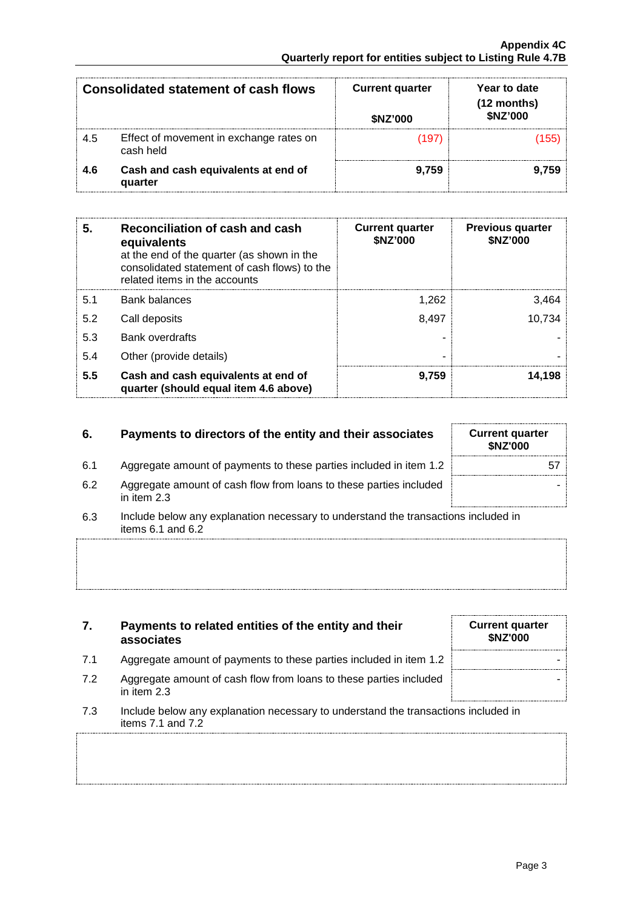| Consolidated statement of cash flows | | Current quarter<br><br>$NZ'000 | Year to date (12 months)<br>$NZ'000 |
|---|---|---|---|
| 4.5 | Effect of movement in exchange rates on cash held | (197) | (155) |
| **4.6** | **Cash and cash equivalents at end of quarter** | **9,759** | **9,759** |

| 5. | **Reconciliation of cash and cash equivalents**<br>at the end of the quarter (as shown in the consolidated statement of cash flows) to the related items in the accounts | **Current quarter $NZ'000** | **Previous quarter $NZ'000** |
|---|---|---|---|
| 5.1 | Bank balances | 1,262 | 3,464 |
| 5.2 | Call deposits | 8,497 | 10,734 |
| 5.3 | Bank overdrafts | - | - |
| 5.4 | Other (provide details) | - | - |
| **5.5** | **Cash and cash equivalents at end of quarter (should equal item 4.6 above)** | **9,759** | **14,198** |

| 6. | **Payments to directors of the entity and their associates** | **Current quarter $NZ'000** |
|---|---|---|
| 6.1 | Aggregate amount of payments to these parties included in item 1.2 | 57 |
| 6.2 | Aggregate amount of cash flow from loans to these parties included in item 2.3 | - |

6.3 Include below any explanation necessary to understand the transactions included in items 6.1 and 6.2

| 7. | **Payments to related entities of the entity and their associates** | **Current quarter $NZ'000** |
|---|---|---|
| 7.1 | Aggregate amount of payments to these parties included in item 1.2 | - |
| 7.2 | Aggregate amount of cash flow from loans to these parties included in item 2.3 | - |

7.3 Include below any explanation necessary to understand the transactions included in items 7.1 and 7.2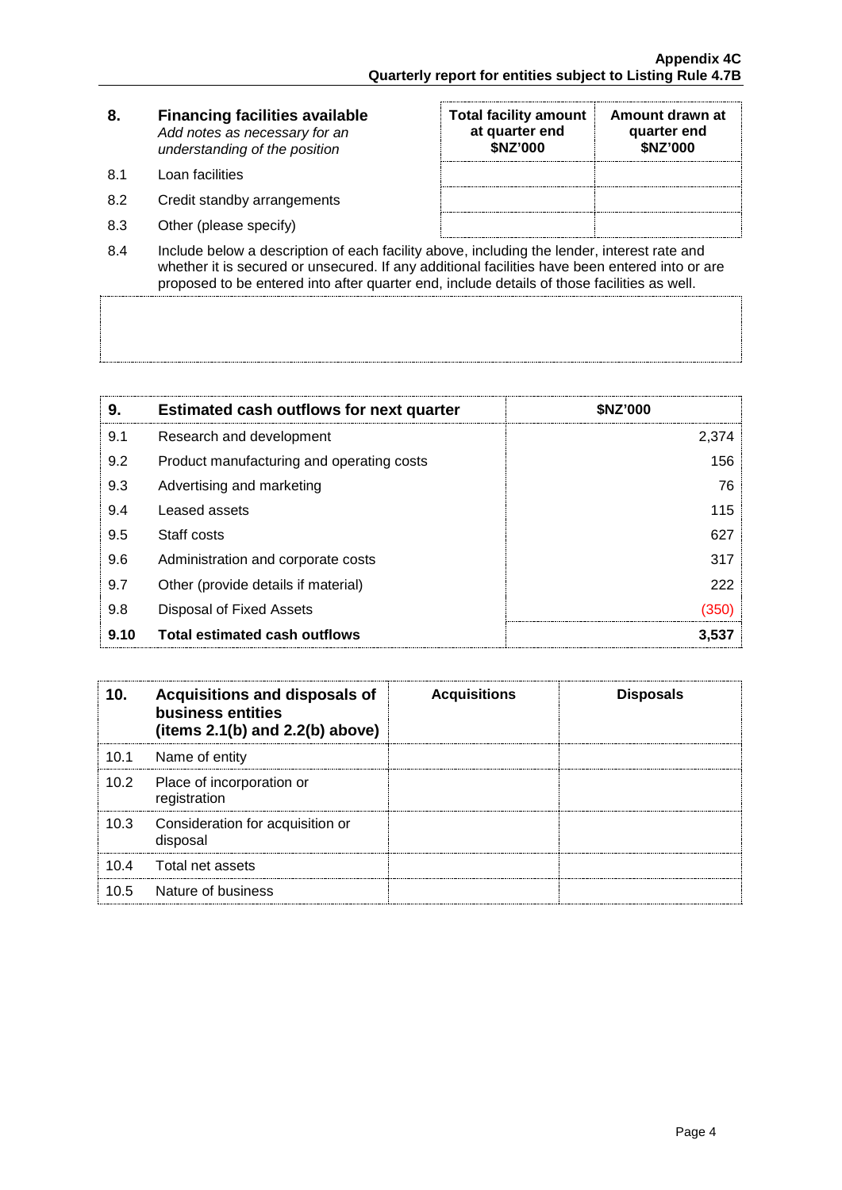| 8. | Financing facilities available<br>*Add notes as necessary for an understanding of the position* | Total facility amount at quarter end<br>$NZ'000 | Amount drawn at quarter end<br>$NZ'000 |
|---|---|---|---|
| 8.1 | Loan facilities | | |
| 8.2 | Credit standby arrangements | | |
| 8.3 | Other (please specify) | | |

8.4 Include below a description of each facility above, including the lender, interest rate and whether it is secured or unsecured. If any additional facilities have been entered into or are proposed to be entered into after quarter end, include details of those facilities as well.

| 9. | Estimated cash outflows for next quarter | $NZ'000 |
|---|---|---|
| 9.1 | Research and development | 2,374 |
| 9.2 | Product manufacturing and operating costs | 156 |
| 9.3 | Advertising and marketing | 76 |
| 9.4 | Leased assets | 115 |
| 9.5 | Staff costs | 627 |
| 9.6 | Administration and corporate costs | 317 |
| 9.7 | Other (provide details if material) | 222 |
| 9.8 | Disposal of Fixed Assets | (350) |
| **9.10** | **Total estimated cash outflows** | **3,537** |

| 10. | Acquisitions and disposals of business entities (items 2.1(b) and 2.2(b) above) | Acquisitions | Disposals |
|---|---|---|---|
| 10.1 | Name of entity | | |
| 10.2 | Place of incorporation or registration | | |
| 10.3 | Consideration for acquisition or disposal | | |
| 10.4 | Total net assets | | |
| 10.5 | Nature of business | | |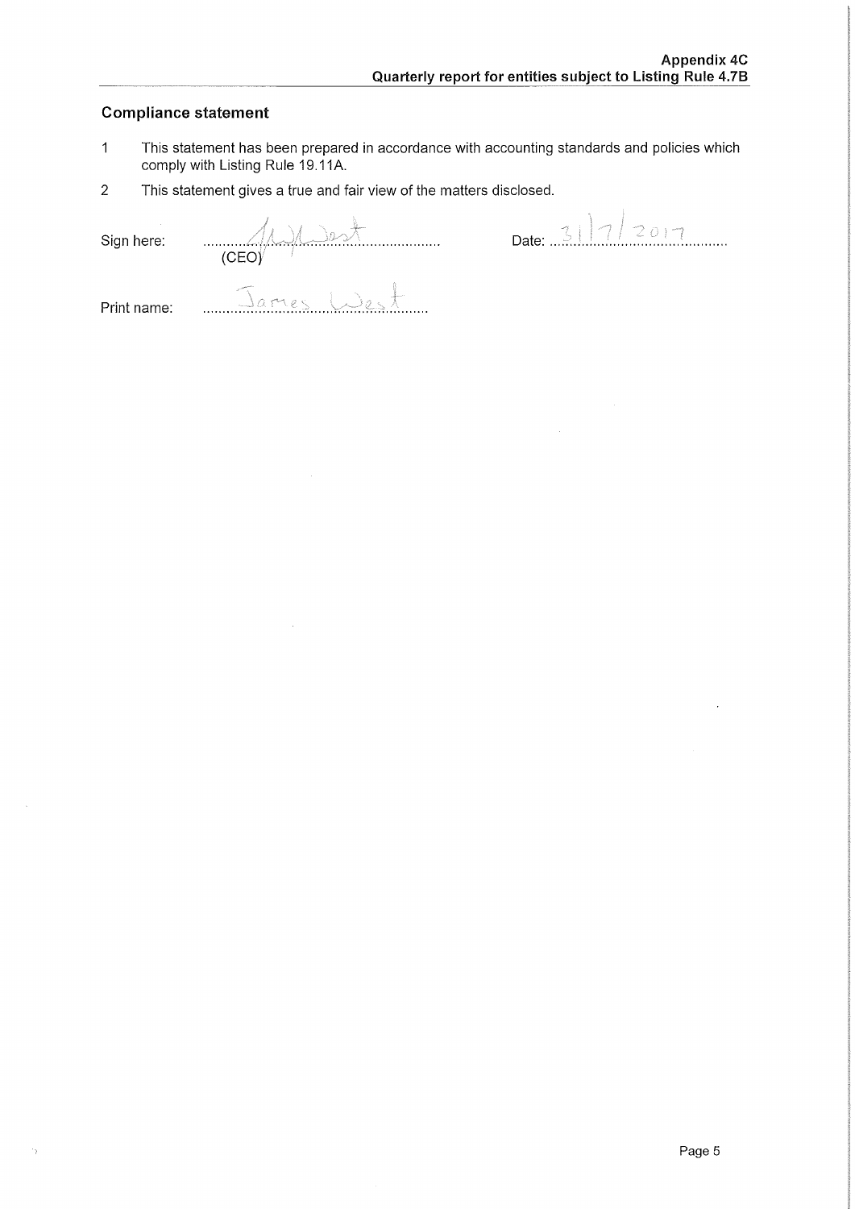## Compliance statement

1. This statement has been prepared in accordance with accounting standards and policies which comply with Listing Rule 19.11A.
2. This statement gives a true and fair view of the matters disclosed.

Sign here: ............................................ (CEO)    Date: 31/7/2017

Print name: James West